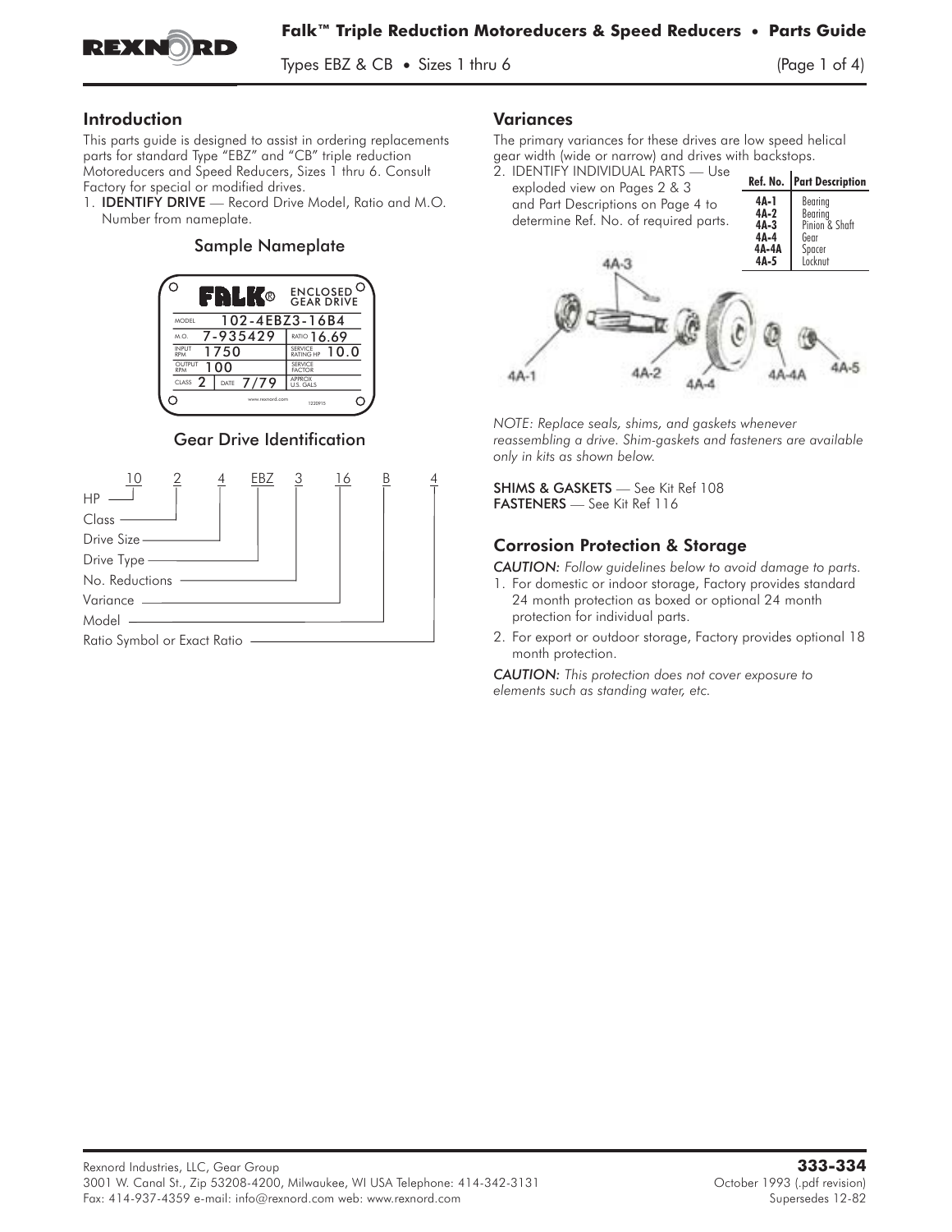# Falk™ Triple Reduction Motoreducers & Speed Reducers • Parts Guide

Types EBZ & CB • Sizes 1 thru 6

## Introduction

This parts guide is designed to assist in ordering replacements parts for standard Type "EBZ" and "CB" triple reduction Motoreducers and Speed Reducers, Sizes 1 thru 6. Consult Factory for special or modified drives.

1. **IDENTIFY DRIVE** — Record Drive Model, Ratio and M.O. Number from nameplate.

### Sample Nameplate

FALK® ENCLOSED GEAR DRIVE

| | | | |
|---|---|---|---|
| MODEL | 102-4EBZ3-16B4 | | |
| M.O. | 7-935429 | RATIO | 16.69 |
| INPUT RPM | 1750 | SERVICE RATING HP | 10.0 |
| OUTPUT RPM | 100 | SERVICE FACTOR | |
| CLASS 2 | DATE 7/79 | APPROX U.S. GALS | |

### Gear Drive Identification

10 2 4 EBZ 3 16 B 4

- 10 — HP
- 2 — Class
- 4 — Drive Size
- EBZ — Drive Type
- 3 — No. Reductions
- 16 — Variance
- B — Model
- 4 — Ratio Symbol or Exact Ratio

## Variances

The primary variances for these drives are low speed helical gear width (wide or narrow) and drives with backstops.

2. IDENTIFY INDIVIDUAL PARTS — Use exploded view on Pages 2 & 3 and Part Descriptions on Page 4 to determine Ref. No. of required parts.

| Ref. No. | Part Description |
|---|---|
| 4A-1 | Bearing |
| 4A-2 | Bearing |
| 4A-3 | Pinion & Shaft |
| 4A-4 | Gear |
| 4A-4A | Spacer |
| 4A-5 | Locknut |

*NOTE: Replace seals, shims, and gaskets whenever reassembling a drive. Shim-gaskets and fasteners are available only in kits as shown below.*

**SHIMS & GASKETS** — See Kit Ref 108
**FASTENERS** — See Kit Ref 116

## Corrosion Protection & Storage

*CAUTION: Follow guidelines below to avoid damage to parts.*

1. For domestic or indoor storage, Factory provides standard 24 month protection as boxed or optional 24 month protection for individual parts.
2. For export or outdoor storage, Factory provides optional 18 month protection.

*CAUTION: This protection does not cover exposure to elements such as standing water, etc.*

Rexnord Industries, LLC, Gear Group
3001 W. Canal St., Zip 53208-4200, Milwaukee, WI USA Telephone: 414-342-3131
Fax: 414-937-4359 e-mail: info@rexnord.com web: www.rexnord.com

333-334
October 1993 (.pdf revision)
Supersedes 12-82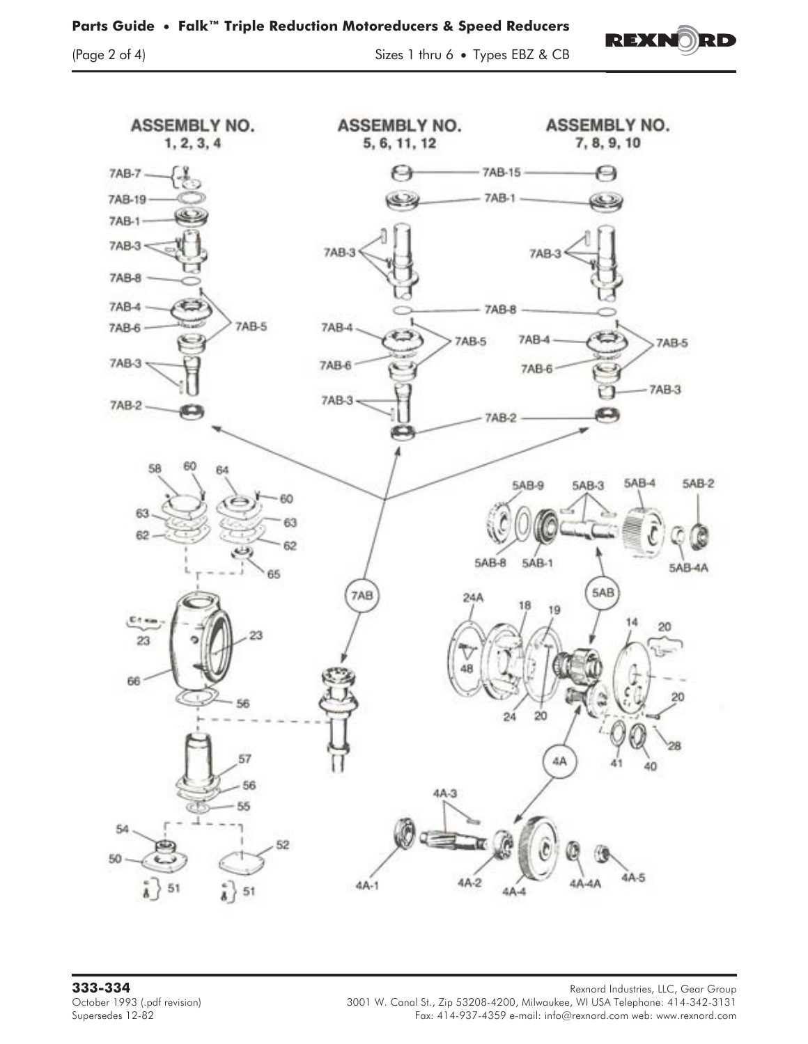**ASSEMBLY NO. 1, 2, 3, 4**

**ASSEMBLY NO. 5, 6, 11, 12**

**ASSEMBLY NO. 7, 8, 9, 10**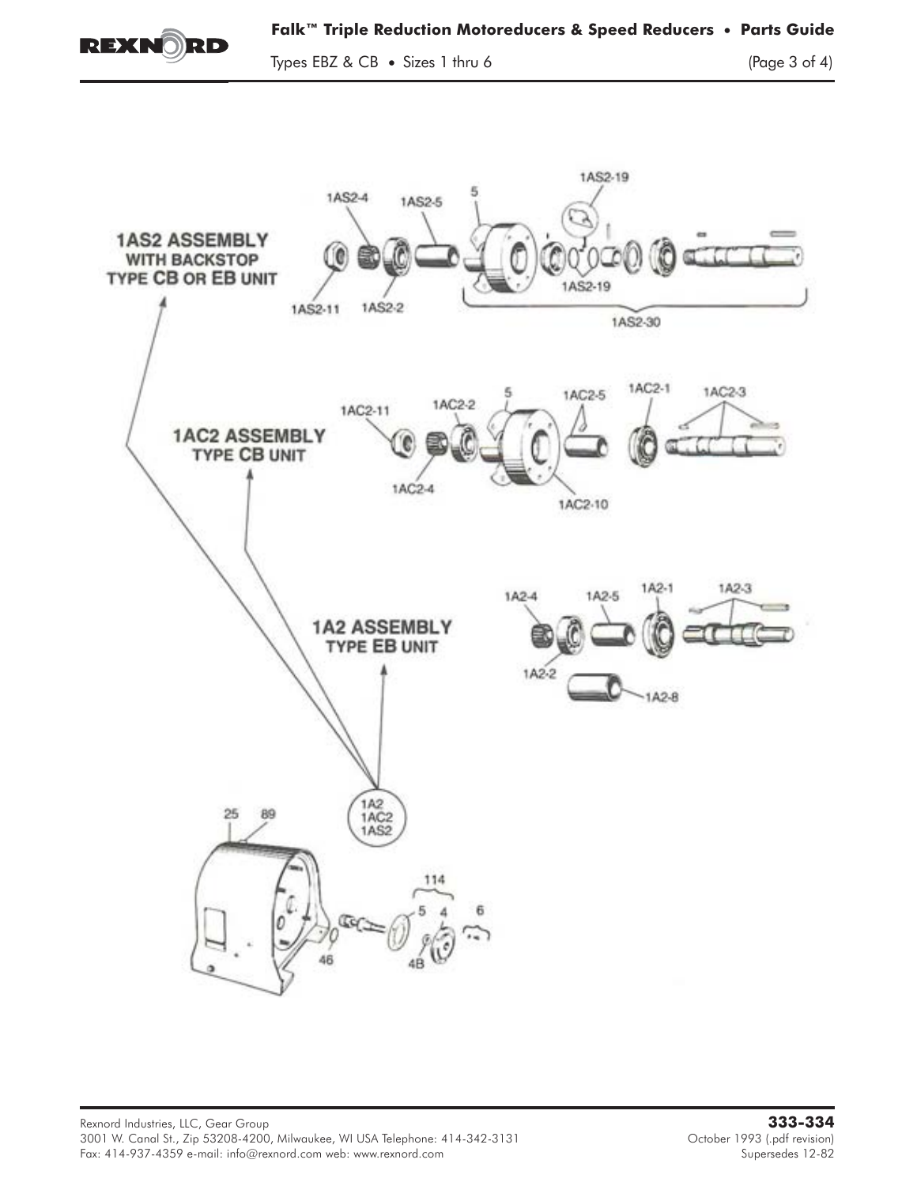**1AS2 ASSEMBLY**
**WITH BACKSTOP**
**TYPE CB OR EB UNIT**

1AS2-19
1AS2-4
1AS2-5
5
1AS2-11
1AS2-2
1AS2-19
1AS2-30

**1AC2 ASSEMBLY**
**TYPE CB UNIT**

1AC2-11
1AC2-2
5
1AC2-5
1AC2-1
1AC2-3
1AC2-4
1AC2-10

**1A2 ASSEMBLY**
**TYPE EB UNIT**

1A2-4
1A2-5
1A2-1
1A2-3
1A2-2
1A2-8

1A2
1AC2
1AS2

25
89
114
5
4
6
46
4B

Rexnord Industries, LLC, Gear Group
3001 W. Canal St., Zip 53208-4200, Milwaukee, WI USA Telephone: 414-342-3131
Fax: 414-937-4359 e-mail: info@rexnord.com web: www.rexnord.com

**333-334**
October 1993 (.pdf revision)
Supersedes 12-82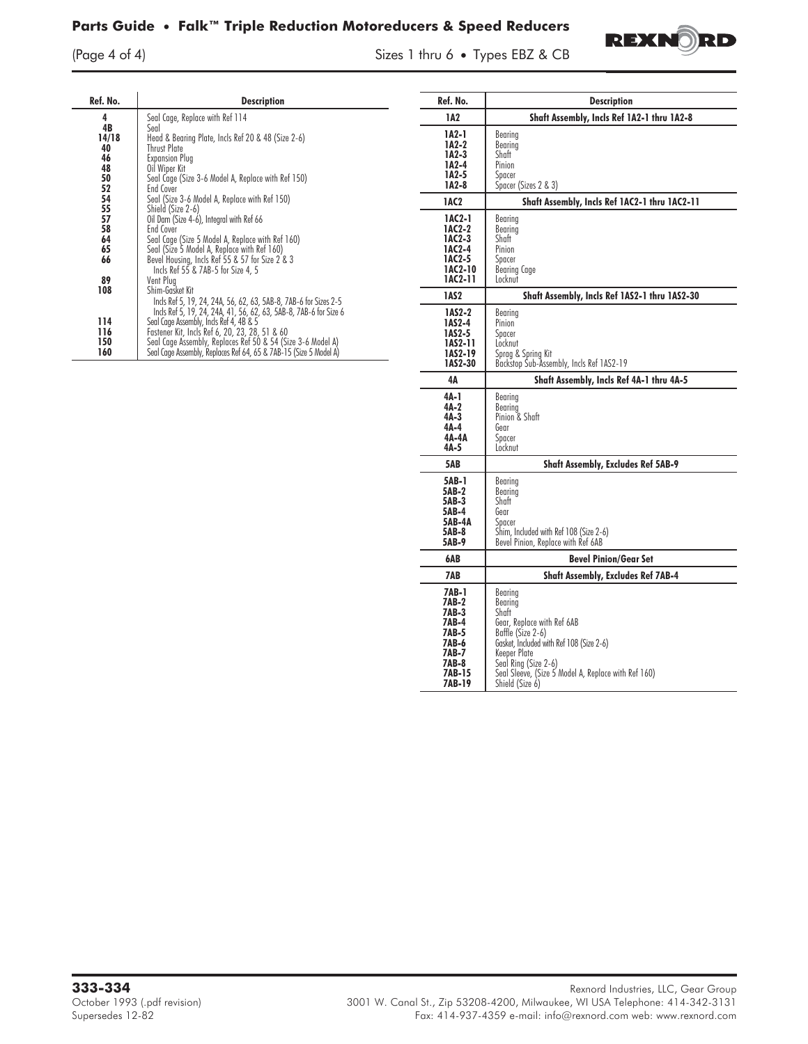| Ref. No. | Description |
|---|---|
| 4 | Seal Cage, Replace with Ref 114 |
| 4B | Seal |
| 14/18 | Head & Bearing Plate, Incls Ref 20 & 48 (Size 2-6) |
| 40 | Thrust Plate |
| 46 | Expansion Plug |
| 48 | Oil Wiper Kit |
| 50 | Seal Cage (Size 3-6 Model A, Replace with Ref 150) |
| 52 | End Cover |
| 54 | Seal (Size 3-6 Model A, Replace with Ref 150) |
| 55 | Shield (Size 2-6) |
| 57 | Oil Dam (Size 4-6), Integral with Ref 66 |
| 58 | End Cover |
| 64 | Seal Cage (Size 5 Model A, Replace with Ref 160) |
| 65 | Seal (Size 5 Model A, Replace with Ref 160) |
| 66 | Bevel Housing, Incls Ref 55 & 57 for Size 2 & 3<br>Incls Ref 55 & 7AB-5 for Size 4, 5 |
| 89 | Vent Plug |
| 108 | Shim-Gasket Kit<br>Incls Ref 5, 19, 24, 24A, 56, 62, 63, 5AB-8, 7AB-6 for Sizes 2-5<br>Incls Ref 5, 19, 24, 24A, 41, 56, 62, 63, 5AB-8, 7AB-6 for Size 6 |
| 114 | Seal Cage Assembly, Incls Ref 4, 4B & 5 |
| 116 | Fastener Kit, Incls Ref 6, 20, 23, 28, 51 & 60 |
| 150 | Seal Cage Assembly, Replaces Ref 50 & 54 (Size 3-6 Model A) |
| 160 | Seal Cage Assembly, Replaces Ref 64, 65 & 7AB-15 (Size 5 Model A) |

| Ref. No. | Description |
|---|---|
| **1A2** | **Shaft Assembly, Incls Ref 1A2-1 thru 1A2-8** |
| 1A2-1 | Bearing |
| 1A2-2 | Bearing |
| 1A2-3 | Shaft |
| 1A2-4 | Pinion |
| 1A2-5 | Spacer |
| 1A2-8 | Spacer (Sizes 2 & 3) |
| **1AC2** | **Shaft Assembly, Incls Ref 1AC2-1 thru 1AC2-11** |
| 1AC2-1 | Bearing |
| 1AC2-2 | Bearing |
| 1AC2-3 | Shaft |
| 1AC2-4 | Pinion |
| 1AC2-5 | Spacer |
| 1AC2-10 | Bearing Cage |
| 1AC2-11 | Locknut |
| **1AS2** | **Shaft Assembly, Incls Ref 1AS2-1 thru 1AS2-30** |
| 1AS2-2 | Bearing |
| 1AS2-4 | Pinion |
| 1AS2-5 | Spacer |
| 1AS2-11 | Locknut |
| 1AS2-19 | Sprag & Spring Kit |
| 1AS2-30 | Backstop Sub-Assembly, Incls Ref 1AS2-19 |
| **4A** | **Shaft Assembly, Incls Ref 4A-1 thru 4A-5** |
| 4A-1 | Bearing |
| 4A-2 | Bearing |
| 4A-3 | Pinion & Shaft |
| 4A-4 | Gear |
| 4A-4A | Spacer |
| 4A-5 | Locknut |
| **5AB** | **Shaft Assembly, Excludes Ref 5AB-9** |
| 5AB-1 | Bearing |
| 5AB-2 | Bearing |
| 5AB-3 | Shaft |
| 5AB-4 | Gear |
| 5AB-4A | Spacer |
| 5AB-8 | Shim, Included with Ref 108 (Size 2-6) |
| 5AB-9 | Bevel Pinion, Replace with Ref 6AB |
| **6AB** | **Bevel Pinion/Gear Set** |
| **7AB** | **Shaft Assembly, Excludes Ref 7AB-4** |
| 7AB-1 | Bearing |
| 7AB-2 | Bearing |
| 7AB-3 | Shaft |
| 7AB-4 | Gear, Replace with Ref 6AB |
| 7AB-5 | Baffle (Size 2-6) |
| 7AB-6 | Gasket, Included with Ref 108 (Size 2-6) |
| 7AB-7 | Keeper Plate |
| 7AB-8 | Seal Ring (Size 2-6) |
| 7AB-15 | Seal Sleeve, (Size 5 Model A, Replace with Ref 160) |
| 7AB-19 | Shield (Size 6) |

**333-334**
October 1993 (.pdf revision)
Supersedes 12-82

Rexnord Industries, LLC, Gear Group
3001 W. Canal St., Zip 53208-4200, Milwaukee, WI USA Telephone: 414-342-3131
Fax: 414-937-4359 e-mail: info@rexnord.com web: www.rexnord.com